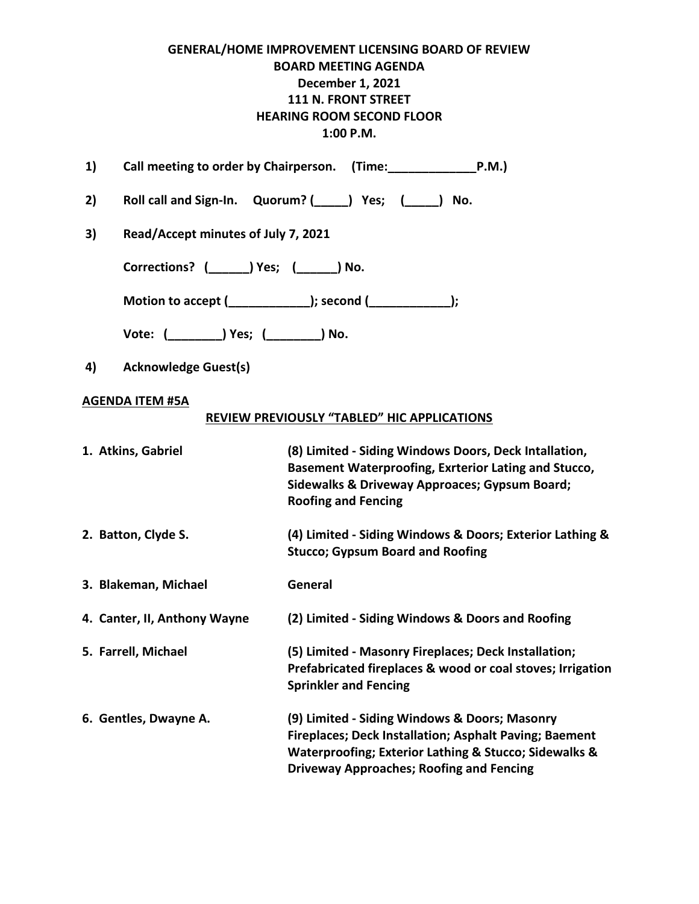# GENERAL/HOME IMPROVEMENT LICENSING BOARD OF REVIEW
## BOARD MEETING AGENDA
## December 1, 2021
## 111 N. FRONT STREET
## HEARING ROOM SECOND FLOOR
## 1:00 P.M.

**1) Call meeting to order by Chairperson. (Time:_____________P.M.)**

**2) Roll call and Sign-In. Quorum? (_____) Yes; (_____) No.**

**3) Read/Accept minutes of July 7, 2021**

**Corrections? (______) Yes; (______) No.**

**Motion to accept (____________); second (____________);**

**Vote: (________) Yes; (________) No.**

**4) Acknowledge Guest(s)**

**AGENDA ITEM #5A**

**REVIEW PREVIOUSLY "TABLED" HIC APPLICATIONS**

| | |
|---|---|
| **1. Atkins, Gabriel** | **(8) Limited - Siding Windows Doors, Deck Intallation, Basement Waterproofing, Exrterior Lating and Stucco, Sidewalks & Driveway Approaces; Gypsum Board; Roofing and Fencing** |
| **2. Batton, Clyde S.** | **(4) Limited - Siding Windows & Doors; Exterior Lathing & Stucco; Gypsum Board and Roofing** |
| **3. Blakeman, Michael** | **General** |
| **4. Canter, II, Anthony Wayne** | **(2) Limited - Siding Windows & Doors and Roofing** |
| **5. Farrell, Michael** | **(5) Limited - Masonry Fireplaces; Deck Installation; Prefabricated fireplaces & wood or coal stoves; Irrigation Sprinkler and Fencing** |
| **6. Gentles, Dwayne A.** | **(9) Limited - Siding Windows & Doors; Masonry Fireplaces; Deck Installation; Asphalt Paving; Baement Waterproofing; Exterior Lathing & Stucco; Sidewalks & Driveway Approaches; Roofing and Fencing** |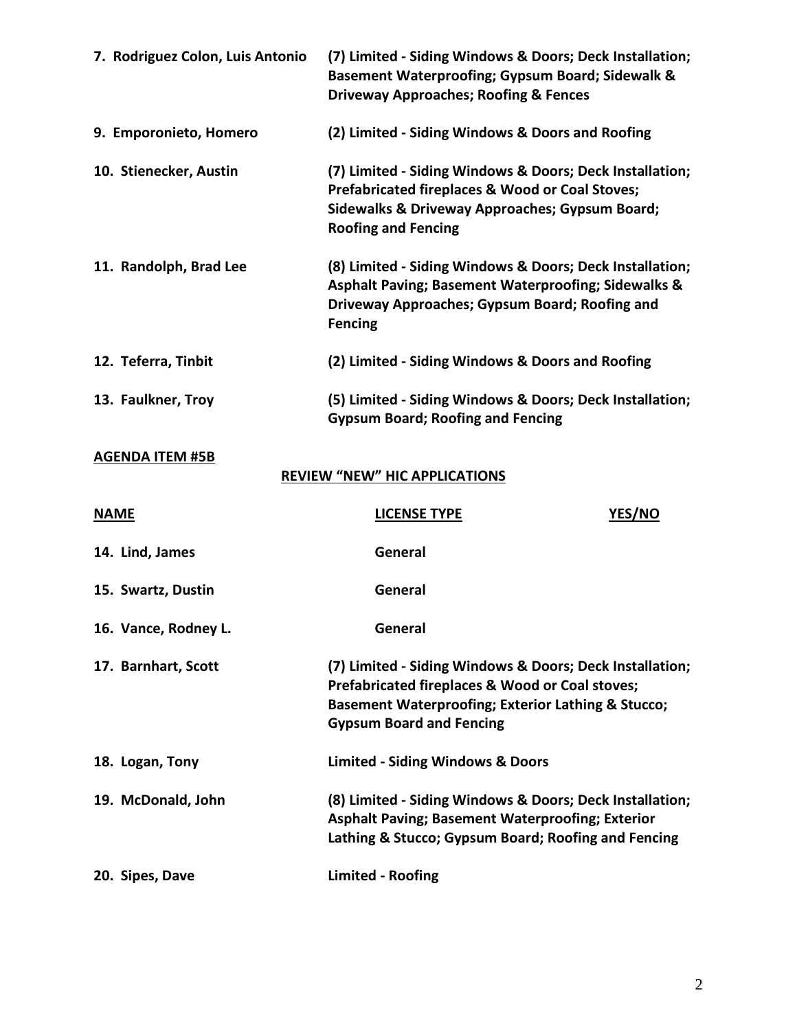| | |
|---|---|
| **7. Rodriguez Colon, Luis Antonio** | **(7) Limited - Siding Windows & Doors; Deck Installation; Basement Waterproofing; Gypsum Board; Sidewalk & Driveway Approaches; Roofing & Fences** |
| **9. Emporonieto, Homero** | **(2) Limited - Siding Windows & Doors and Roofing** |
| **10. Stienecker, Austin** | **(7) Limited - Siding Windows & Doors; Deck Installation; Prefabricated fireplaces & Wood or Coal Stoves; Sidewalks & Driveway Approaches; Gypsum Board; Roofing and Fencing** |
| **11. Randolph, Brad Lee** | **(8) Limited - Siding Windows & Doors; Deck Installation; Asphalt Paving; Basement Waterproofing; Sidewalks & Driveway Approaches; Gypsum Board; Roofing and Fencing** |
| **12. Teferra, Tinbit** | **(2) Limited - Siding Windows & Doors and Roofing** |
| **13. Faulkner, Troy** | **(5) Limited - Siding Windows & Doors; Deck Installation; Gypsum Board; Roofing and Fencing** |

**AGENDA ITEM #5B**

**REVIEW "NEW" HIC APPLICATIONS**

| NAME | LICENSE TYPE | YES/NO |
|---|---|---|
| **14. Lind, James** | **General** | |
| **15. Swartz, Dustin** | **General** | |
| **16. Vance, Rodney L.** | **General** | |
| **17. Barnhart, Scott** | **(7) Limited - Siding Windows & Doors; Deck Installation; Prefabricated fireplaces & Wood or Coal stoves; Basement Waterproofing; Exterior Lathing & Stucco; Gypsum Board and Fencing** | |
| **18. Logan, Tony** | **Limited - Siding Windows & Doors** | |
| **19. McDonald, John** | **(8) Limited - Siding Windows & Doors; Deck Installation; Asphalt Paving; Basement Waterproofing; Exterior Lathing & Stucco; Gypsum Board; Roofing and Fencing** | |
| **20. Sipes, Dave** | **Limited - Roofing** | |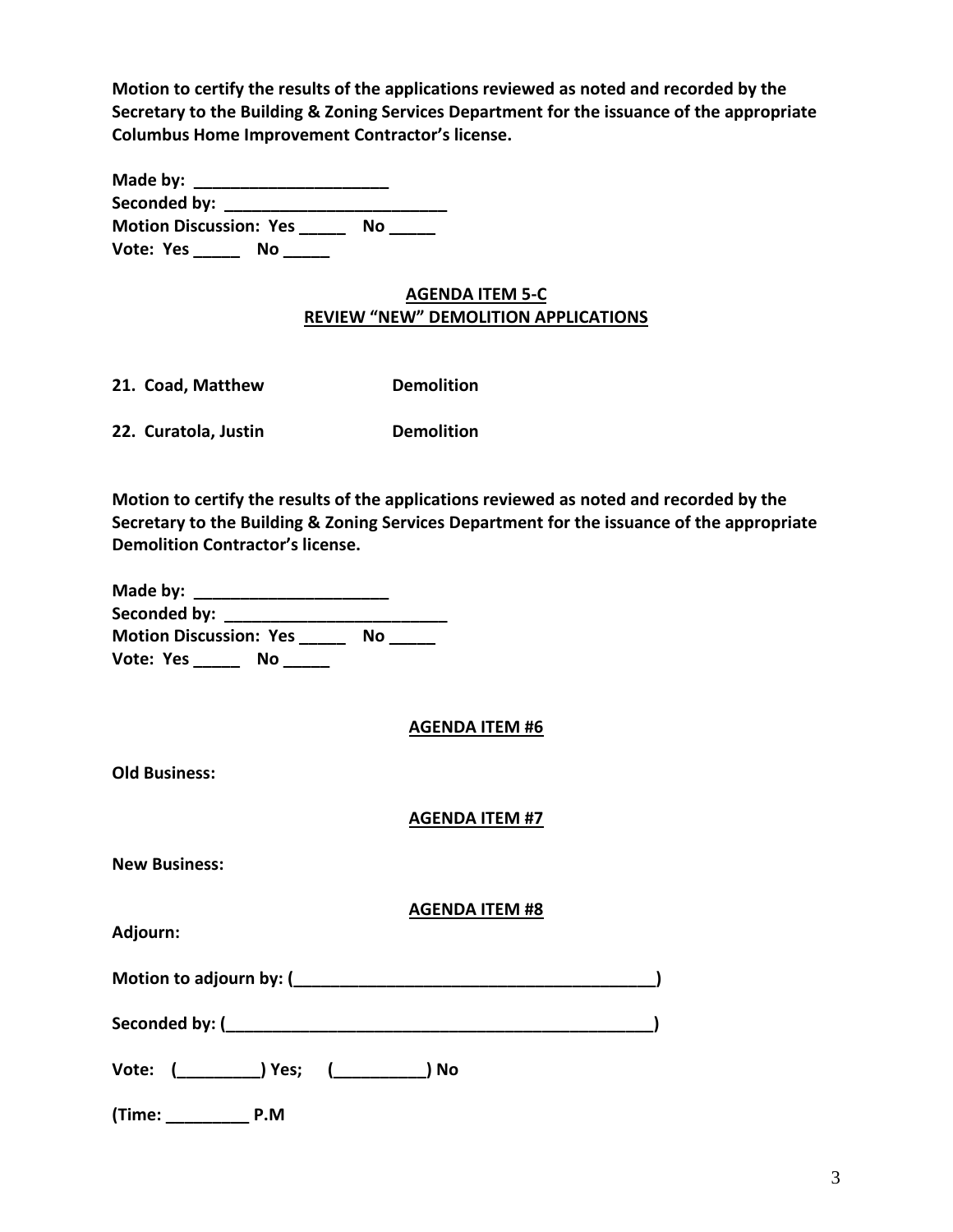**Motion to certify the results of the applications reviewed as noted and recorded by the Secretary to the Building & Zoning Services Department for the issuance of the appropriate Columbus Home Improvement Contractor's license.**

**Made by: _____________________**
**Seconded by: ________________________**
**Motion Discussion: Yes _____ No _____**
**Vote: Yes _____ No _____**

## AGENDA ITEM 5-C
## REVIEW "NEW" DEMOLITION APPLICATIONS

| | |
|---|---|
| **21. Coad, Matthew** | **Demolition** |
| **22. Curatola, Justin** | **Demolition** |

**Motion to certify the results of the applications reviewed as noted and recorded by the Secretary to the Building & Zoning Services Department for the issuance of the appropriate Demolition Contractor's license.**

**Made by: _____________________**
**Seconded by: ________________________**
**Motion Discussion: Yes _____ No _____**
**Vote: Yes _____ No _____**

## AGENDA ITEM #6

**Old Business:**

## AGENDA ITEM #7

**New Business:**

## AGENDA ITEM #8

**Adjourn:**

**Motion to adjourn by: (_______________________________________)**

**Seconded by: (_______________________________________________)**

**Vote: (_________) Yes; (__________) No**

**(Time: _________ P.M**